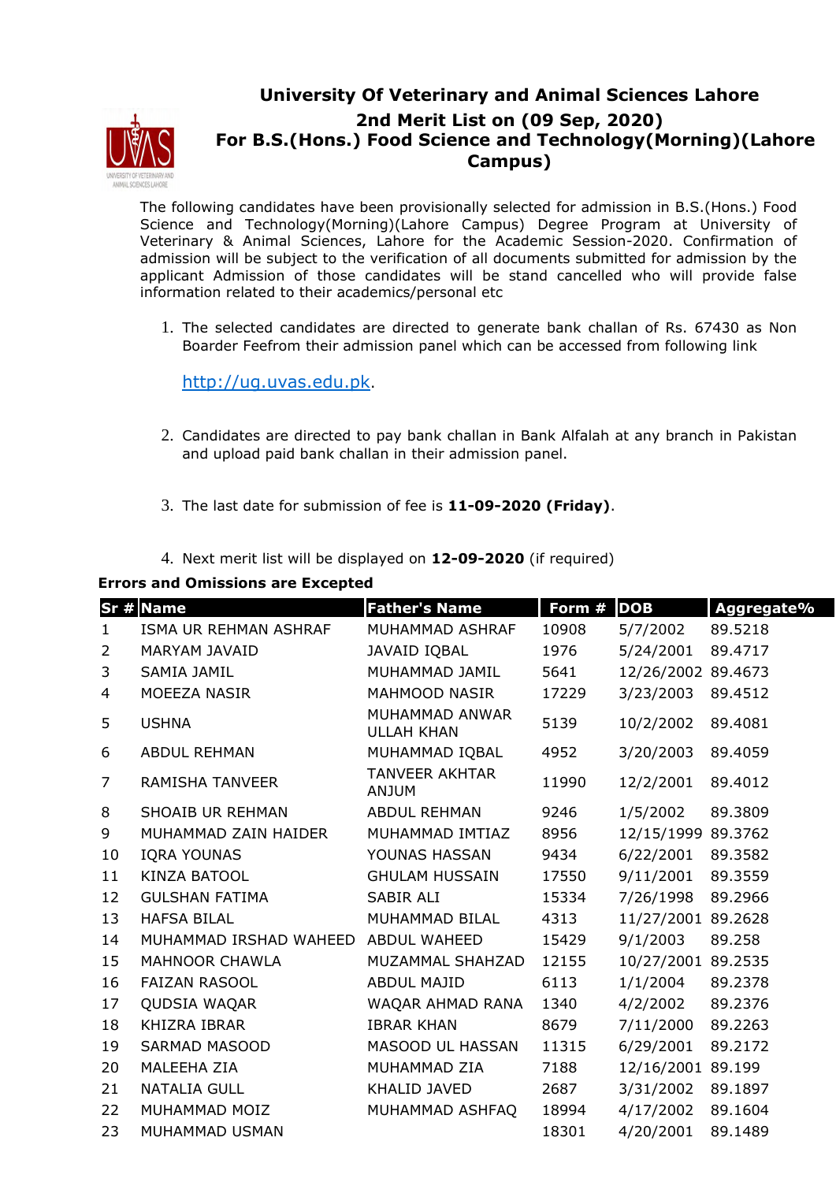# University Of Veterinary and Animal Sciences Lahore

## 2nd Merit List on (09 Sep, 2020)

## For B.S.(Hons.) Food Science and Technology(Morning)(Lahore Campus)

The following candidates have been provisionally selected for admission in B.S.(Hons.) Food Science and Technology(Morning)(Lahore Campus) Degree Program at University of Veterinary & Animal Sciences, Lahore for the Academic Session-2020. Confirmation of admission will be subject to the verification of all documents submitted for admission by the applicant Admission of those candidates will be stand cancelled who will provide false information related to their academics/personal etc

1. The selected candidates are directed to generate bank challan of Rs. 67430 as Non Boarder Feefrom their admission panel which can be accessed from following link

   http://ug.uvas.edu.pk.

2. Candidates are directed to pay bank challan in Bank Alfalah at any branch in Pakistan and upload paid bank challan in their admission panel.

3. The last date for submission of fee is **11-09-2020 (Friday)**.

4. Next merit list will be displayed on **12-09-2020** (if required)

**Errors and Omissions are Excepted**

| Sr # | Name | Father's Name | Form # | DOB | Aggregate% |
|---|---|---|---|---|---|
| 1 | ISMA UR REHMAN ASHRAF | MUHAMMAD ASHRAF | 10908 | 5/7/2002 | 89.5218 |
| 2 | MARYAM JAVAID | JAVAID IQBAL | 1976 | 5/24/2001 | 89.4717 |
| 3 | SAMIA JAMIL | MUHAMMAD JAMIL | 5641 | 12/26/2002 | 89.4673 |
| 4 | MOEEZA NASIR | MAHMOOD NASIR | 17229 | 3/23/2003 | 89.4512 |
| 5 | USHNA | MUHAMMAD ANWAR ULLAH KHAN | 5139 | 10/2/2002 | 89.4081 |
| 6 | ABDUL REHMAN | MUHAMMAD IQBAL | 4952 | 3/20/2003 | 89.4059 |
| 7 | RAMISHA TANVEER | TANVEER AKHTAR ANJUM | 11990 | 12/2/2001 | 89.4012 |
| 8 | SHOAIB UR REHMAN | ABDUL REHMAN | 9246 | 1/5/2002 | 89.3809 |
| 9 | MUHAMMAD ZAIN HAIDER | MUHAMMAD IMTIAZ | 8956 | 12/15/1999 | 89.3762 |
| 10 | IQRA YOUNAS | YOUNAS HASSAN | 9434 | 6/22/2001 | 89.3582 |
| 11 | KINZA BATOOL | GHULAM HUSSAIN | 17550 | 9/11/2001 | 89.3559 |
| 12 | GULSHAN FATIMA | SABIR ALI | 15334 | 7/26/1998 | 89.2966 |
| 13 | HAFSA BILAL | MUHAMMAD BILAL | 4313 | 11/27/2001 | 89.2628 |
| 14 | MUHAMMAD IRSHAD WAHEED | ABDUL WAHEED | 15429 | 9/1/2003 | 89.258 |
| 15 | MAHNOOR CHAWLA | MUZAMMAL SHAHZAD | 12155 | 10/27/2001 | 89.2535 |
| 16 | FAIZAN RASOOL | ABDUL MAJID | 6113 | 1/1/2004 | 89.2378 |
| 17 | QUDSIA WAQAR | WAQAR AHMAD RANA | 1340 | 4/2/2002 | 89.2376 |
| 18 | KHIZRA IBRAR | IBRAR KHAN | 8679 | 7/11/2000 | 89.2263 |
| 19 | SARMAD MASOOD | MASOOD UL HASSAN | 11315 | 6/29/2001 | 89.2172 |
| 20 | MALEEHA ZIA | MUHAMMAD ZIA | 7188 | 12/16/2001 | 89.199 |
| 21 | NATALIA GULL | KHALID JAVED | 2687 | 3/31/2002 | 89.1897 |
| 22 | MUHAMMAD MOIZ | MUHAMMAD ASHFAQ | 18994 | 4/17/2002 | 89.1604 |
| 23 | MUHAMMAD USMAN | | 18301 | 4/20/2001 | 89.1489 |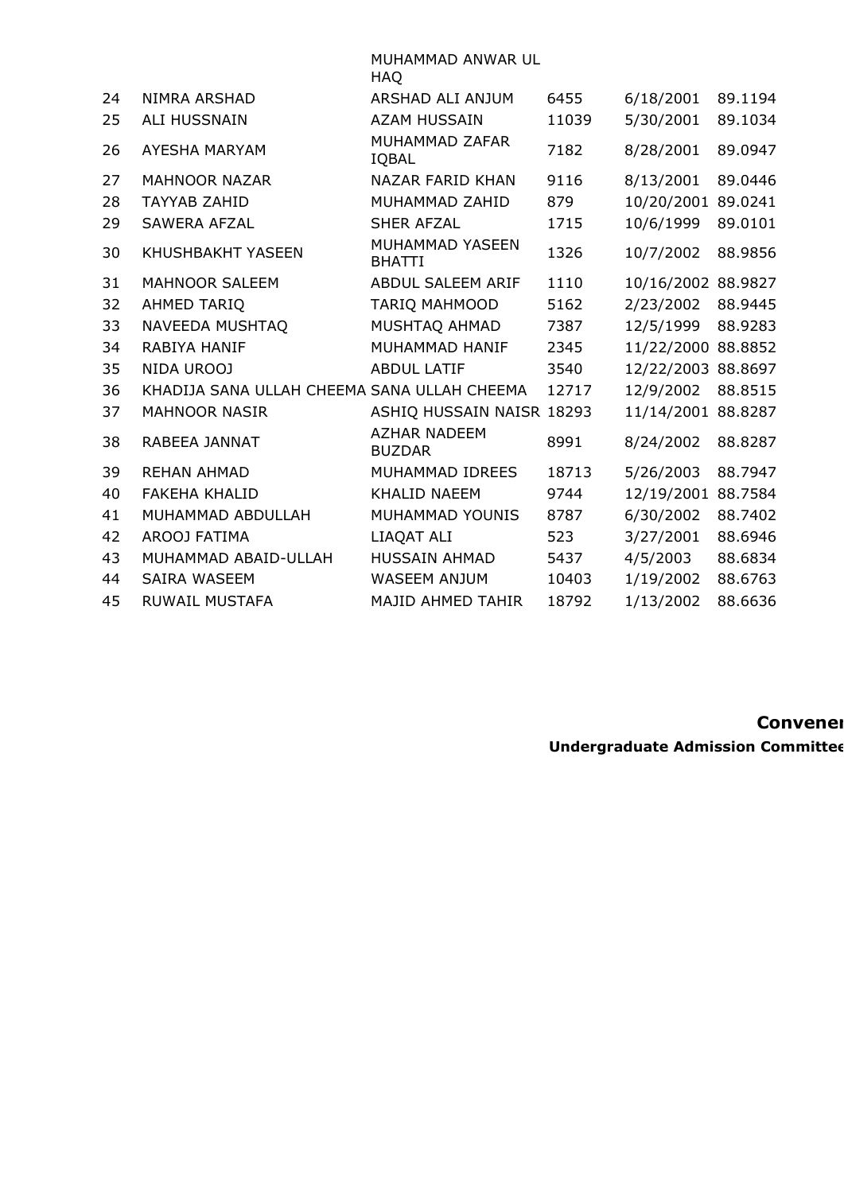| | | | | | |
|---|---|---|---|---|---|
| | | MUHAMMAD ANWAR UL HAQ | | | |
| 24 | NIMRA ARSHAD | ARSHAD ALI ANJUM | 6455 | 6/18/2001 | 89.1194 |
| 25 | ALI HUSSNAIN | AZAM HUSSAIN | 11039 | 5/30/2001 | 89.1034 |
| 26 | AYESHA MARYAM | MUHAMMAD ZAFAR IQBAL | 7182 | 8/28/2001 | 89.0947 |
| 27 | MAHNOOR NAZAR | NAZAR FARID KHAN | 9116 | 8/13/2001 | 89.0446 |
| 28 | TAYYAB ZAHID | MUHAMMAD ZAHID | 879 | 10/20/2001 | 89.0241 |
| 29 | SAWERA AFZAL | SHER AFZAL | 1715 | 10/6/1999 | 89.0101 |
| 30 | KHUSHBAKHT YASEEN | MUHAMMAD YASEEN BHATTI | 1326 | 10/7/2002 | 88.9856 |
| 31 | MAHNOOR SALEEM | ABDUL SALEEM ARIF | 1110 | 10/16/2002 | 88.9827 |
| 32 | AHMED TARIQ | TARIQ MAHMOOD | 5162 | 2/23/2002 | 88.9445 |
| 33 | NAVEEDA MUSHTAQ | MUSHTAQ AHMAD | 7387 | 12/5/1999 | 88.9283 |
| 34 | RABIYA HANIF | MUHAMMAD HANIF | 2345 | 11/22/2000 | 88.8852 |
| 35 | NIDA UROOJ | ABDUL LATIF | 3540 | 12/22/2003 | 88.8697 |
| 36 | KHADIJA SANA ULLAH CHEEMA | SANA ULLAH CHEEMA | 12717 | 12/9/2002 | 88.8515 |
| 37 | MAHNOOR NASIR | ASHIQ HUSSAIN NAISR | 18293 | 11/14/2001 | 88.8287 |
| 38 | RABEEA JANNAT | AZHAR NADEEM BUZDAR | 8991 | 8/24/2002 | 88.8287 |
| 39 | REHAN AHMAD | MUHAMMAD IDREES | 18713 | 5/26/2003 | 88.7947 |
| 40 | FAKEHA KHALID | KHALID NAEEM | 9744 | 12/19/2001 | 88.7584 |
| 41 | MUHAMMAD ABDULLAH | MUHAMMAD YOUNIS | 8787 | 6/30/2002 | 88.7402 |
| 42 | AROOJ FATIMA | LIAQAT ALI | 523 | 3/27/2001 | 88.6946 |
| 43 | MUHAMMAD ABAID-ULLAH | HUSSAIN AHMAD | 5437 | 4/5/2003 | 88.6834 |
| 44 | SAIRA WASEEM | WASEEM ANJUM | 10403 | 1/19/2002 | 88.6763 |
| 45 | RUWAIL MUSTAFA | MAJID AHMED TAHIR | 18792 | 1/13/2002 | 88.6636 |

**Convener**

**Undergraduate Admission Committee**